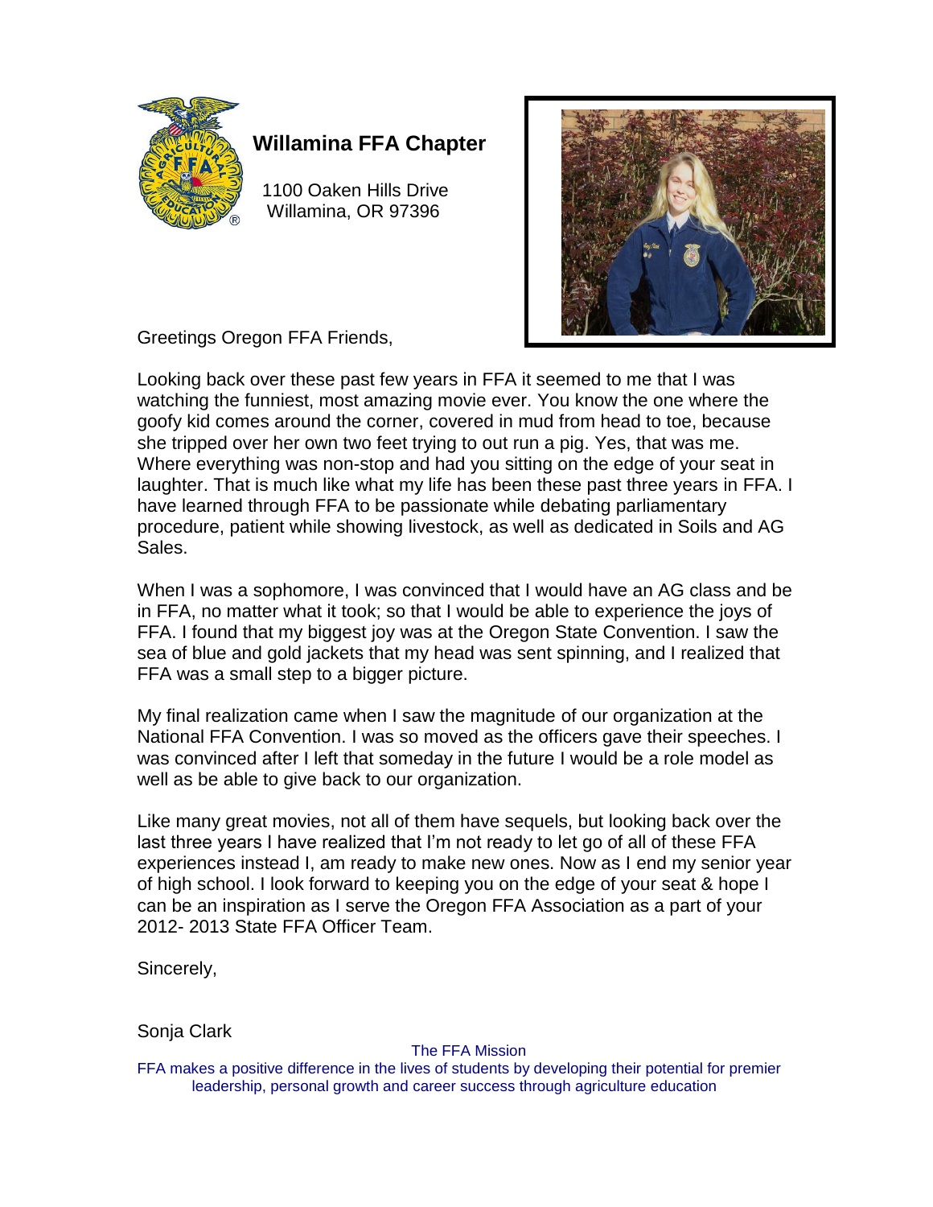## Willamina FFA Chapter

1100 Oaken Hills Drive
Willamina, OR 97396

Greetings Oregon FFA Friends,

Looking back over these past few years in FFA it seemed to me that I was watching the funniest, most amazing movie ever. You know the one where the goofy kid comes around the corner, covered in mud from head to toe, because she tripped over her own two feet trying to out run a pig. Yes, that was me. Where everything was non-stop and had you sitting on the edge of your seat in laughter. That is much like what my life has been these past three years in FFA. I have learned through FFA to be passionate while debating parliamentary procedure, patient while showing livestock, as well as dedicated in Soils and AG Sales.

When I was a sophomore, I was convinced that I would have an AG class and be in FFA, no matter what it took; so that I would be able to experience the joys of FFA. I found that my biggest joy was at the Oregon State Convention. I saw the sea of blue and gold jackets that my head was sent spinning, and I realized that FFA was a small step to a bigger picture.

My final realization came when I saw the magnitude of our organization at the National FFA Convention. I was so moved as the officers gave their speeches. I was convinced after I left that someday in the future I would be a role model as well as be able to give back to our organization.

Like many great movies, not all of them have sequels, but looking back over the last three years I have realized that I'm not ready to let go of all of these FFA experiences instead I, am ready to make new ones. Now as I end my senior year of high school. I look forward to keeping you on the edge of your seat & hope I can be an inspiration as I serve the Oregon FFA Association as a part of your 2012- 2013 State FFA Officer Team.

Sincerely,

Sonja Clark

The FFA Mission
FFA makes a positive difference in the lives of students by developing their potential for premier leadership, personal growth and career success through agriculture education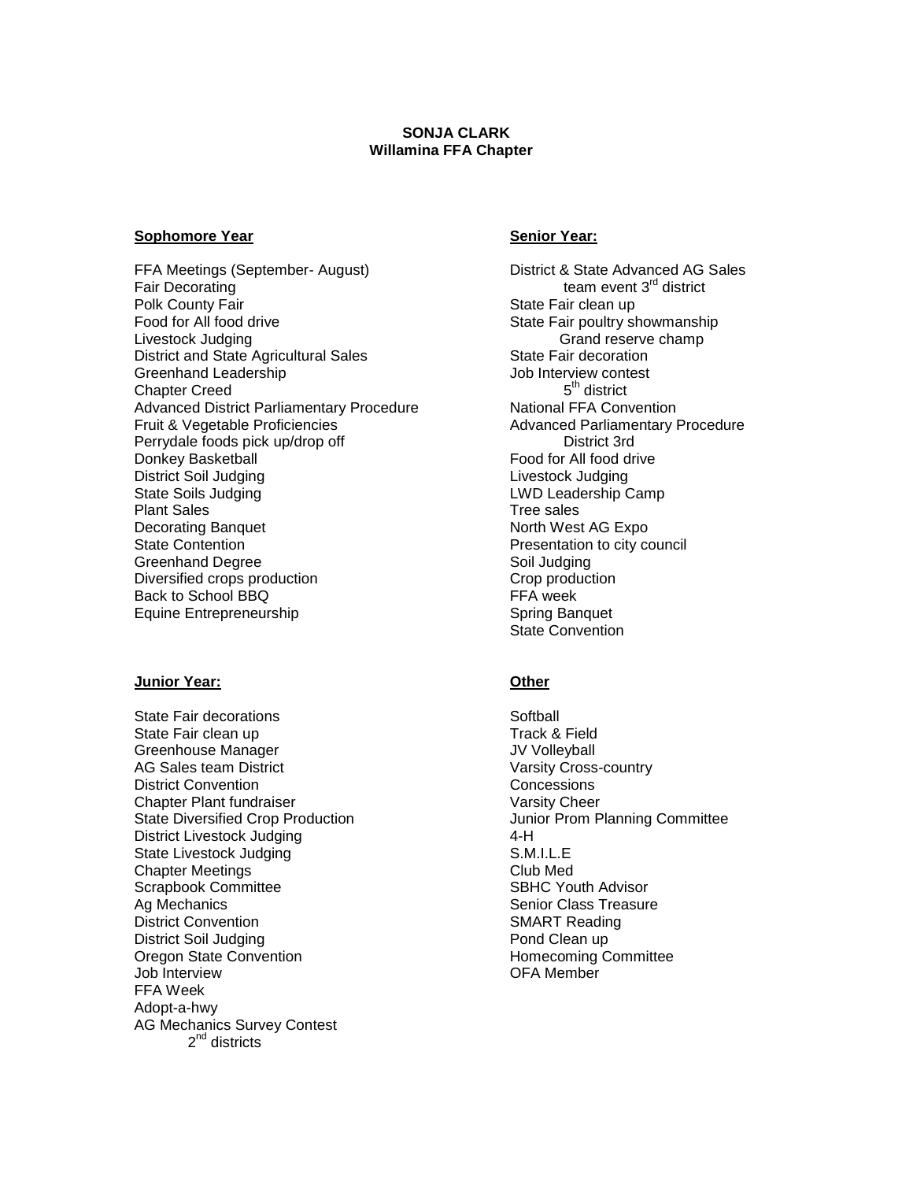**SONJA CLARK**
**Willamina FFA Chapter**

**Sophomore Year**

FFA Meetings (September- August)
Fair Decorating
Polk County Fair
Food for All food drive
Livestock Judging
District and State Agricultural Sales
Greenhand Leadership
Chapter Creed
Advanced District Parliamentary Procedure
Fruit & Vegetable Proficiencies
Perrydale foods pick up/drop off
Donkey Basketball
District Soil Judging
State Soils Judging
Plant Sales
Decorating Banquet
State Contention
Greenhand Degree
Diversified crops production
Back to School BBQ
Equine Entrepreneurship

**Junior Year:**

State Fair decorations
State Fair clean up
Greenhouse Manager
AG Sales team District
District Convention
Chapter Plant fundraiser
State Diversified Crop Production
District Livestock Judging
State Livestock Judging
Chapter Meetings
Scrapbook Committee
Ag Mechanics
District Convention
District Soil Judging
Oregon State Convention
Job Interview
FFA Week
Adopt-a-hwy
AG Mechanics Survey Contest
2nd districts

**Senior Year:**

District & State Advanced AG Sales
team event 3rd district
State Fair clean up
State Fair poultry showmanship
Grand reserve champ
State Fair decoration
Job Interview contest
5th district
National FFA Convention
Advanced Parliamentary Procedure
District 3rd
Food for All food drive
Livestock Judging
LWD Leadership Camp
Tree sales
North West AG Expo
Presentation to city council
Soil Judging
Crop production
FFA week
Spring Banquet
State Convention

**Other**

Softball
Track & Field
JV Volleyball
Varsity Cross-country
Concessions
Varsity Cheer
Junior Prom Planning Committee
4-H
S.M.I.L.E
Club Med
SBHC Youth Advisor
Senior Class Treasure
SMART Reading
Pond Clean up
Homecoming Committee
OFA Member